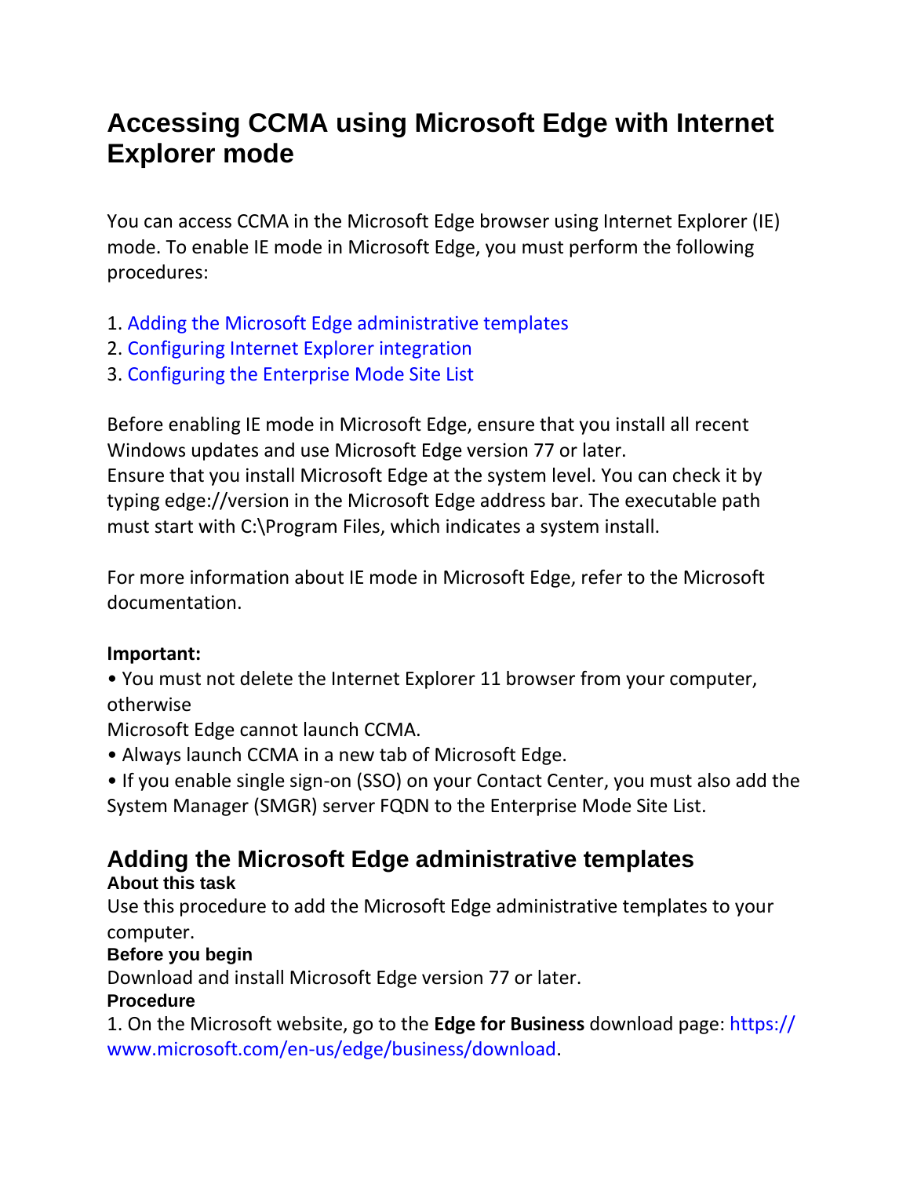# Accessing CCMA using Microsoft Edge with Internet Explorer mode

You can access CCMA in the Microsoft Edge browser using Internet Explorer (IE) mode. To enable IE mode in Microsoft Edge, you must perform the following procedures:

1. Adding the Microsoft Edge administrative templates
2. Configuring Internet Explorer integration
3. Configuring the Enterprise Mode Site List

Before enabling IE mode in Microsoft Edge, ensure that you install all recent Windows updates and use Microsoft Edge version 77 or later.
Ensure that you install Microsoft Edge at the system level. You can check it by typing edge://version in the Microsoft Edge address bar. The executable path must start with C:\Program Files, which indicates a system install.

For more information about IE mode in Microsoft Edge, refer to the Microsoft documentation.

**Important:**

- You must not delete the Internet Explorer 11 browser from your computer, otherwise Microsoft Edge cannot launch CCMA.
- Always launch CCMA in a new tab of Microsoft Edge.
- If you enable single sign-on (SSO) on your Contact Center, you must also add the System Manager (SMGR) server FQDN to the Enterprise Mode Site List.

## Adding the Microsoft Edge administrative templates

**About this task**

Use this procedure to add the Microsoft Edge administrative templates to your computer.

**Before you begin**

Download and install Microsoft Edge version 77 or later.

**Procedure**

1. On the Microsoft website, go to the **Edge for Business** download page: https://www.microsoft.com/en-us/edge/business/download.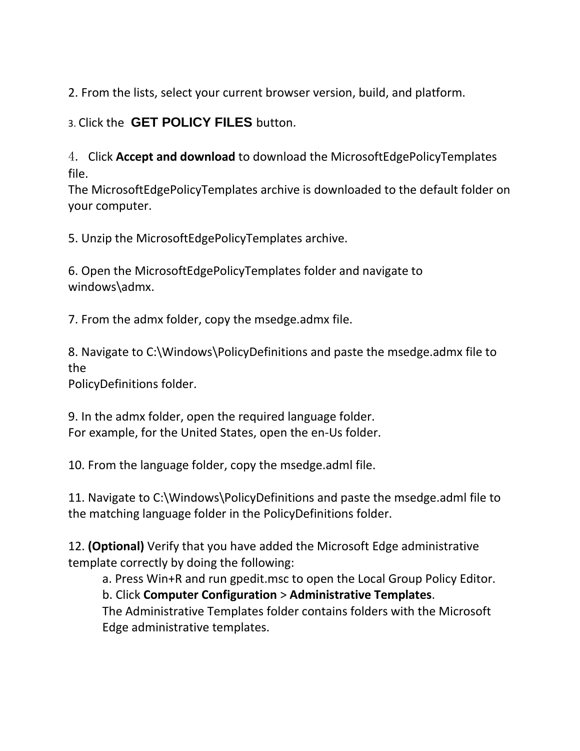2. From the lists, select your current browser version, build, and platform.

3. Click the **GET POLICY FILES** button.

4. Click **Accept and download** to download the MicrosoftEdgePolicyTemplates file.
The MicrosoftEdgePolicyTemplates archive is downloaded to the default folder on your computer.

5. Unzip the MicrosoftEdgePolicyTemplates archive.

6. Open the MicrosoftEdgePolicyTemplates folder and navigate to windows\admx.

7. From the admx folder, copy the msedge.admx file.

8. Navigate to C:\Windows\PolicyDefinitions and paste the msedge.admx file to the
PolicyDefinitions folder.

9. In the admx folder, open the required language folder.
For example, for the United States, open the en-Us folder.

10. From the language folder, copy the msedge.adml file.

11. Navigate to C:\Windows\PolicyDefinitions and paste the msedge.adml file to the matching language folder in the PolicyDefinitions folder.

12. **(Optional)** Verify that you have added the Microsoft Edge administrative template correctly by doing the following:
   a. Press Win+R and run gpedit.msc to open the Local Group Policy Editor.
   b. Click **Computer Configuration** > **Administrative Templates**.
   The Administrative Templates folder contains folders with the Microsoft Edge administrative templates.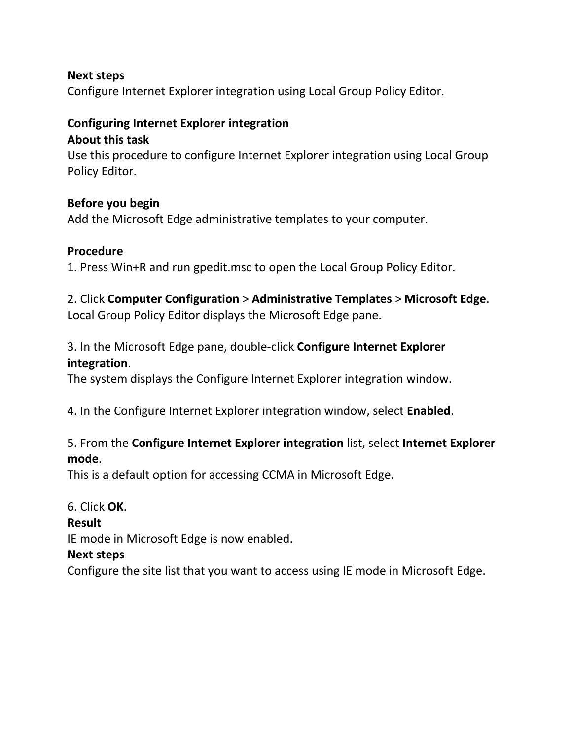**Next steps**

Configure Internet Explorer integration using Local Group Policy Editor.

**Configuring Internet Explorer integration**

**About this task**

Use this procedure to configure Internet Explorer integration using Local Group Policy Editor.

**Before you begin**

Add the Microsoft Edge administrative templates to your computer.

**Procedure**

1. Press Win+R and run gpedit.msc to open the Local Group Policy Editor.

2. Click **Computer Configuration** > **Administrative Templates** > **Microsoft Edge**.
Local Group Policy Editor displays the Microsoft Edge pane.

3. In the Microsoft Edge pane, double-click **Configure Internet Explorer integration**.
The system displays the Configure Internet Explorer integration window.

4. In the Configure Internet Explorer integration window, select **Enabled**.

5. From the **Configure Internet Explorer integration** list, select **Internet Explorer mode**.
This is a default option for accessing CCMA in Microsoft Edge.

6. Click **OK**.

**Result**

IE mode in Microsoft Edge is now enabled.

**Next steps**

Configure the site list that you want to access using IE mode in Microsoft Edge.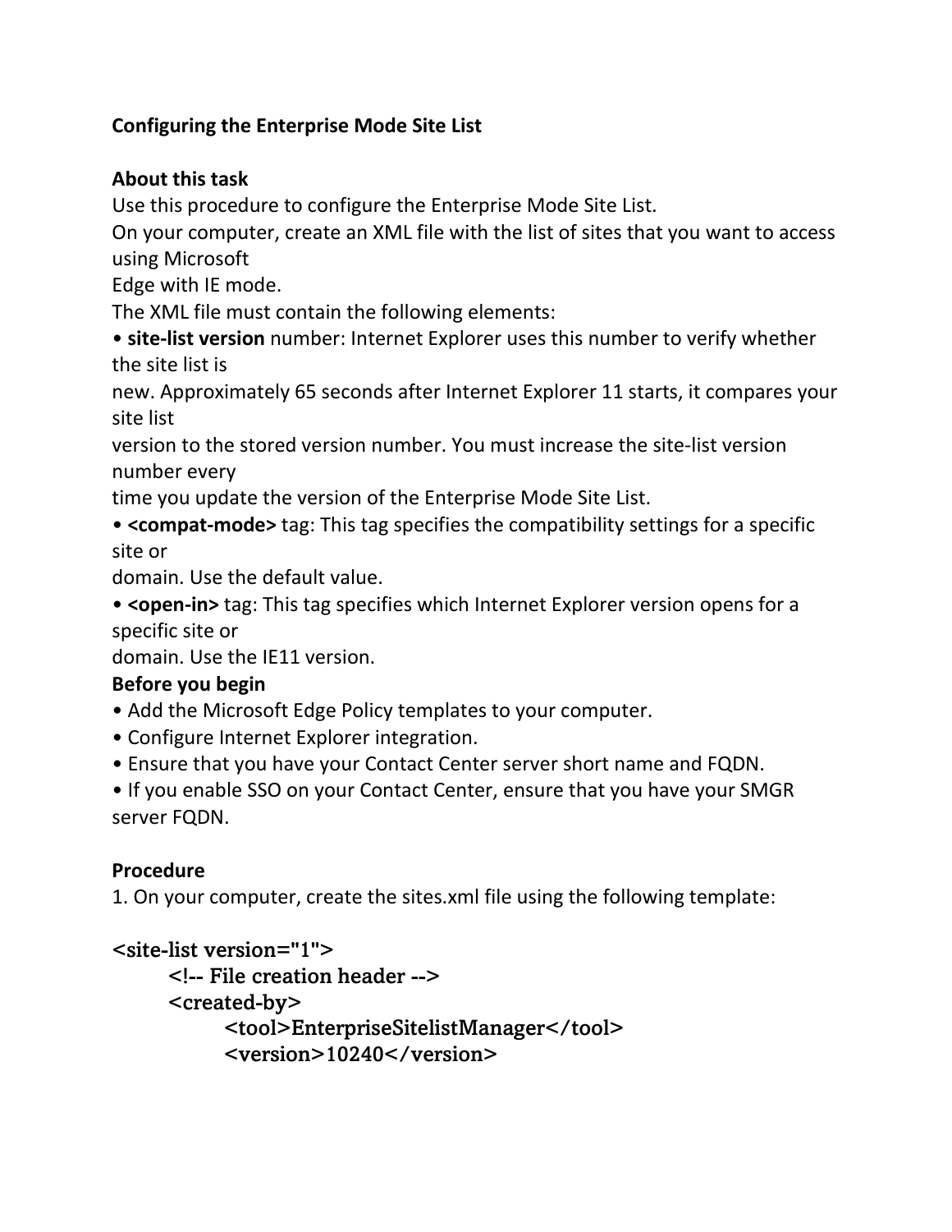**Configuring the Enterprise Mode Site List**

**About this task**

Use this procedure to configure the Enterprise Mode Site List.
On your computer, create an XML file with the list of sites that you want to access using Microsoft Edge with IE mode.
The XML file must contain the following elements:

- **site-list version** number: Internet Explorer uses this number to verify whether the site list is new. Approximately 65 seconds after Internet Explorer 11 starts, it compares your site list version to the stored version number. You must increase the site-list version number every time you update the version of the Enterprise Mode Site List.
- **<compat-mode>** tag: This tag specifies the compatibility settings for a specific site or domain. Use the default value.
- **<open-in>** tag: This tag specifies which Internet Explorer version opens for a specific site or domain. Use the IE11 version.

**Before you begin**

- Add the Microsoft Edge Policy templates to your computer.
- Configure Internet Explorer integration.
- Ensure that you have your Contact Center server short name and FQDN.
- If you enable SSO on your Contact Center, ensure that you have your SMGR server FQDN.

**Procedure**

1. On your computer, create the sites.xml file using the following template:

```
<site-list version="1">
    <!-- File creation header -->
    <created-by>
        <tool>EnterpriseSitelistManager</tool>
        <version>10240</version>
```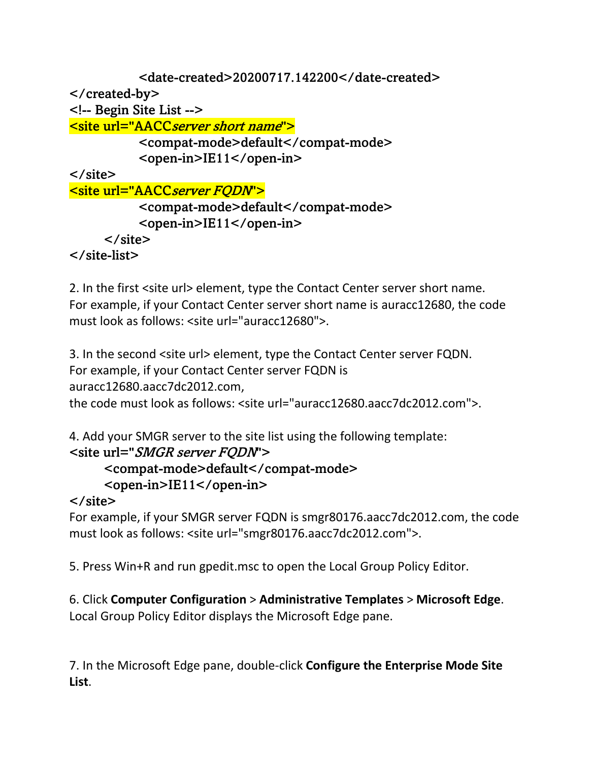```
            <date-created>20200717.142200</date-created>
</created-by>
<!-- Begin Site List -->
<site url="AACCserver short name">
            <compat-mode>default</compat-mode>
            <open-in>IE11</open-in>
</site>
<site url="AACCserver FQDN">
            <compat-mode>default</compat-mode>
            <open-in>IE11</open-in>
      </site>
</site-list>
```

2. In the first <site url> element, type the Contact Center server short name. For example, if your Contact Center server short name is auracc12680, the code must look as follows: <site url="auracc12680">.

3. In the second <site url> element, type the Contact Center server FQDN. For example, if your Contact Center server FQDN is auracc12680.aacc7dc2012.com, the code must look as follows: <site url="auracc12680.aacc7dc2012.com">.

4. Add your SMGR server to the site list using the following template:

```
<site url="SMGR server FQDN">
      <compat-mode>default</compat-mode>
      <open-in>IE11</open-in>
</site>
```

For example, if your SMGR server FQDN is smgr80176.aacc7dc2012.com, the code must look as follows: <site url="smgr80176.aacc7dc2012.com">.

5. Press Win+R and run gpedit.msc to open the Local Group Policy Editor.

6. Click **Computer Configuration** > **Administrative Templates** > **Microsoft Edge**. Local Group Policy Editor displays the Microsoft Edge pane.

7. In the Microsoft Edge pane, double-click **Configure the Enterprise Mode Site List**.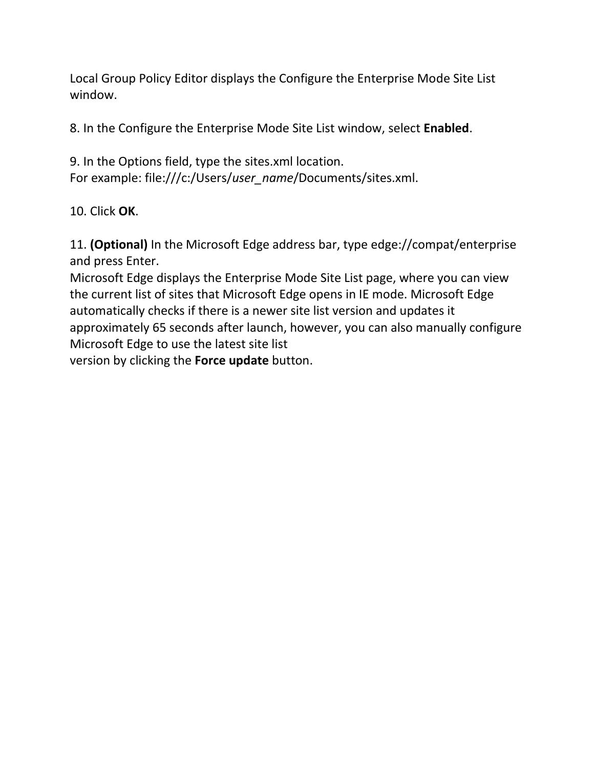Local Group Policy Editor displays the Configure the Enterprise Mode Site List window.

8. In the Configure the Enterprise Mode Site List window, select **Enabled**.

9. In the Options field, type the sites.xml location.
For example: file:///c:/Users/*user_name*/Documents/sites.xml.

10. Click **OK**.

11. **(Optional)** In the Microsoft Edge address bar, type edge://compat/enterprise and press Enter.
Microsoft Edge displays the Enterprise Mode Site List page, where you can view the current list of sites that Microsoft Edge opens in IE mode. Microsoft Edge automatically checks if there is a newer site list version and updates it approximately 65 seconds after launch, however, you can also manually configure Microsoft Edge to use the latest site list version by clicking the **Force update** button.